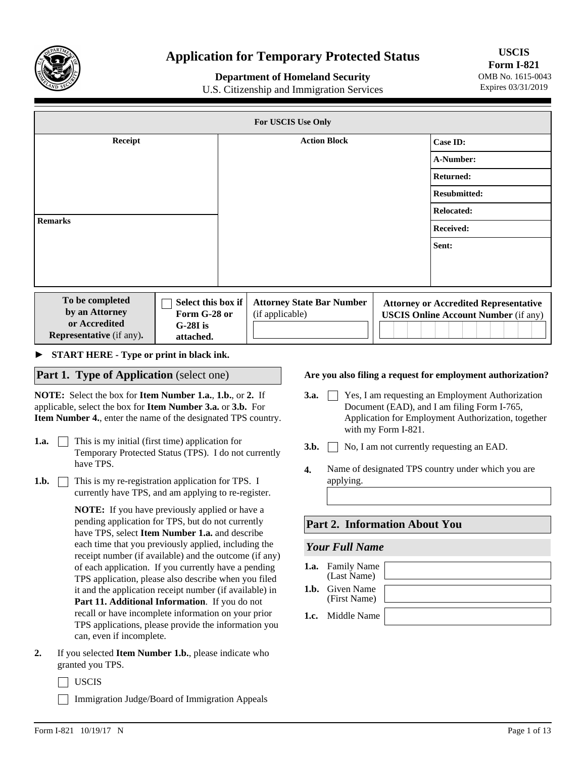# Application for Temporary Protected Status

**Department of Homeland Security**
U.S. Citizenship and Immigration Services

**USCIS Form I-821**
OMB No. 1615-0043
Expires 03/31/2019

| For USCIS Use Only | | |
|---|---|---|
| **Receipt** | **Action Block** | **Case ID:** |
| | | **A-Number:** |
| | | **Returned:** |
| | | **Resubmitted:** |
| | | **Relocated:** |
| **Remarks** | | **Received:** |
| | | **Sent:** |

| **To be completed by an Attorney or Accredited Representative** (if any). | ☐ **Select this box if Form G-28 or G-28I is attached.** | **Attorney State Bar Number** (if applicable) | **Attorney or Accredited Representative USCIS Online Account Number** (if any) |
|---|---|---|---|

► **START HERE - Type or print in black ink.**

## Part 1. Type of Application (select one)

**NOTE:** Select the box for **Item Number 1.a.**, **1.b.**, or **2.** If applicable, select the box for **Item Number 3.a.** or **3.b.** For **Item Number 4.**, enter the name of the designated TPS country.

**1.a.** ☐ This is my initial (first time) application for Temporary Protected Status (TPS). I do not currently have TPS.

**1.b.** ☐ This is my re-registration application for TPS. I currently have TPS, and am applying to re-register.

**NOTE:** If you have previously applied or have a pending application for TPS, but do not currently have TPS, select **Item Number 1.a.** and describe each time that you previously applied, including the receipt number (if available) and the outcome (if any) of each application. If you currently have a pending TPS application, please also describe when you filed it and the application receipt number (if available) in **Part 11. Additional Information**. If you do not recall or have incomplete information on your prior TPS applications, please provide the information you can, even if incomplete.

**2.** If you selected **Item Number 1.b.**, please indicate who granted you TPS.

☐ USCIS

☐ Immigration Judge/Board of Immigration Appeals

**Are you also filing a request for employment authorization?**

**3.a.** ☐ Yes, I am requesting an Employment Authorization Document (EAD), and I am filing Form I-765, Application for Employment Authorization, together with my Form I-821.

**3.b.** ☐ No, I am not currently requesting an EAD.

**4.** Name of designated TPS country under which you are applying.

## Part 2. Information About You

### *Your Full Name*

**1.a.** Family Name (Last Name)

**1.b.** Given Name (First Name)

**1.c.** Middle Name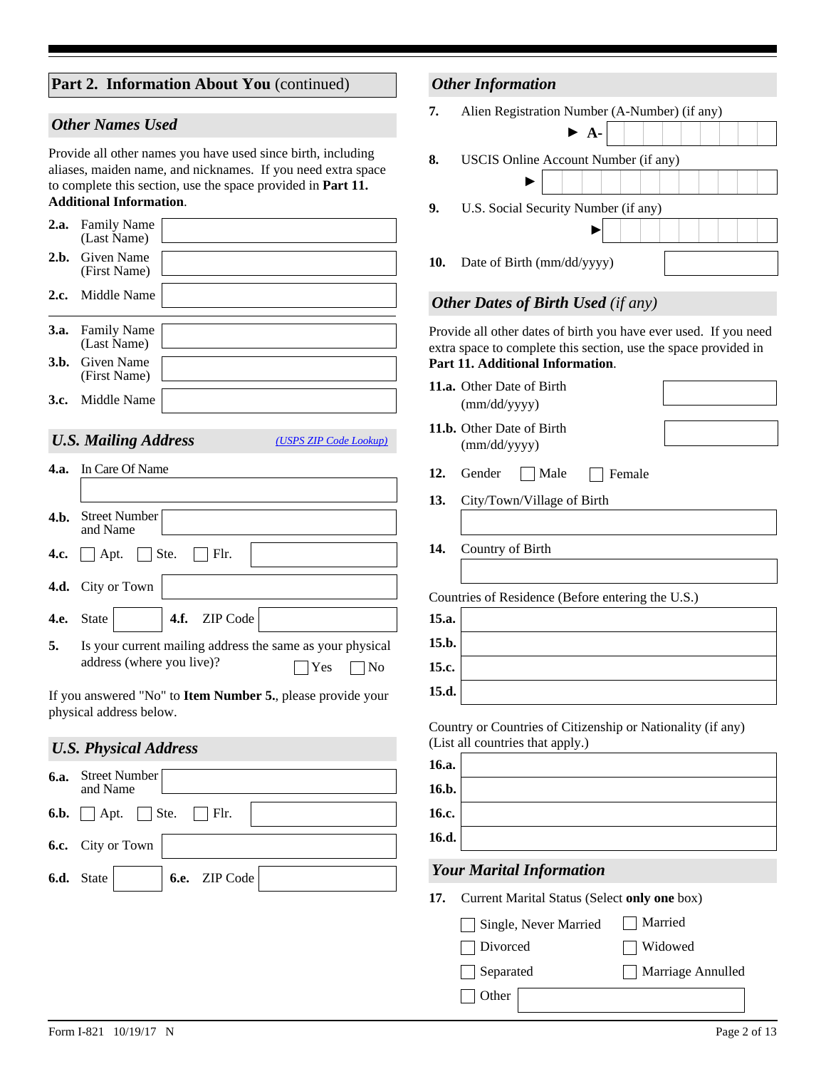## Part 2. Information About You (continued)

### *Other Names Used*

Provide all other names you have used since birth, including aliases, maiden name, and nicknames. If you need extra space to complete this section, use the space provided in **Part 11. Additional Information**.

**2.a.** Family Name (Last Name)

**2.b.** Given Name (First Name)

**2.c.** Middle Name

**3.a.** Family Name (Last Name)

**3.b.** Given Name (First Name)

**3.c.** Middle Name

### *U.S. Mailing Address*

*(USPS ZIP Code Lookup)*

**4.a.** In Care Of Name

**4.b.** Street Number and Name

**4.c.** ☐ Apt. ☐ Ste. ☐ Flr.

**4.d.** City or Town

**4.e.** State **4.f.** ZIP Code

**5.** Is your current mailing address the same as your physical address (where you live)? ☐ Yes ☐ No

If you answered "No" to **Item Number 5.**, please provide your physical address below.

### *U.S. Physical Address*

**6.a.** Street Number and Name

**6.b.** ☐ Apt. ☐ Ste. ☐ Flr.

**6.c.** City or Town

**6.d.** State **6.e.** ZIP Code

### *Other Information*

**7.** Alien Registration Number (A-Number) (if any)

► A-

**8.** USCIS Online Account Number (if any)

►

**9.** U.S. Social Security Number (if any)

►

**10.** Date of Birth (mm/dd/yyyy)

### *Other Dates of Birth Used (if any)*

Provide all other dates of birth you have ever used. If you need extra space to complete this section, use the space provided in **Part 11. Additional Information**.

**11.a.** Other Date of Birth (mm/dd/yyyy)

**11.b.** Other Date of Birth (mm/dd/yyyy)

**12.** Gender ☐ Male ☐ Female

**13.** City/Town/Village of Birth

**14.** Country of Birth

Countries of Residence (Before entering the U.S.)

**15.a.**

**15.b.**

**15.c.**

**15.d.**

Country or Countries of Citizenship or Nationality (if any) (List all countries that apply.)

**16.a.**

**16.b.**

**16.c.**

**16.d.**

### *Your Marital Information*

**17.** Current Marital Status (Select **only one** box)

☐ Single, Never Married ☐ Married

☐ Divorced ☐ Widowed

☐ Separated ☐ Marriage Annulled

☐ Other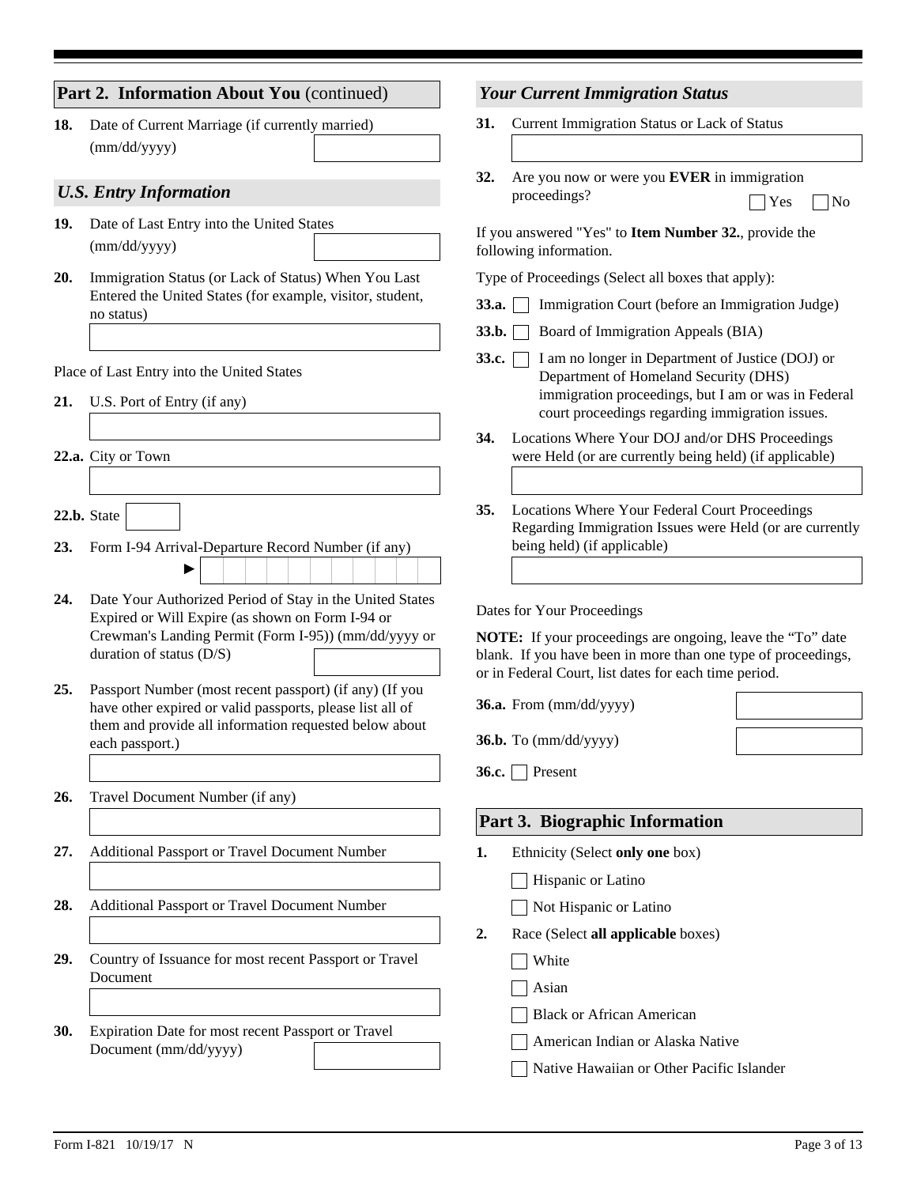## Part 2. Information About You (continued)

**18.** Date of Current Marriage (if currently married) (mm/dd/yyyy)

### *U.S. Entry Information*

**19.** Date of Last Entry into the United States (mm/dd/yyyy)

**20.** Immigration Status (or Lack of Status) When You Last Entered the United States (for example, visitor, student, no status)

Place of Last Entry into the United States

**21.** U.S. Port of Entry (if any)

**22.a.** City or Town

**22.b.** State

**23.** Form I-94 Arrival-Departure Record Number (if any) ►

**24.** Date Your Authorized Period of Stay in the United States Expired or Will Expire (as shown on Form I-94 or Crewman's Landing Permit (Form I-95)) (mm/dd/yyyy or duration of status (D/S)

**25.** Passport Number (most recent passport) (if any) (If you have other expired or valid passports, please list all of them and provide all information requested below about each passport.)

**26.** Travel Document Number (if any)

**27.** Additional Passport or Travel Document Number

**28.** Additional Passport or Travel Document Number

**29.** Country of Issuance for most recent Passport or Travel Document

**30.** Expiration Date for most recent Passport or Travel Document (mm/dd/yyyy)

### *Your Current Immigration Status*

**31.** Current Immigration Status or Lack of Status

**32.** Are you now or were you **EVER** in immigration proceedings? ☐ Yes ☐ No

If you answered "Yes" to **Item Number 32.**, provide the following information.

Type of Proceedings (Select all boxes that apply):

**33.a.** ☐ Immigration Court (before an Immigration Judge)

**33.b.** ☐ Board of Immigration Appeals (BIA)

**33.c.** ☐ I am no longer in Department of Justice (DOJ) or Department of Homeland Security (DHS) immigration proceedings, but I am or was in Federal court proceedings regarding immigration issues.

**34.** Locations Where Your DOJ and/or DHS Proceedings were Held (or are currently being held) (if applicable)

**35.** Locations Where Your Federal Court Proceedings Regarding Immigration Issues were Held (or are currently being held) (if applicable)

Dates for Your Proceedings

**NOTE:** If your proceedings are ongoing, leave the "To" date blank. If you have been in more than one type of proceedings, or in Federal Court, list dates for each time period.

**36.a.** From (mm/dd/yyyy)

**36.b.** To (mm/dd/yyyy)

**36.c.** ☐ Present

## Part 3. Biographic Information

**1.** Ethnicity (Select **only one** box)

☐ Hispanic or Latino

☐ Not Hispanic or Latino

**2.** Race (Select **all applicable** boxes)

☐ White

☐ Asian

☐ Black or African American

☐ American Indian or Alaska Native

☐ Native Hawaiian or Other Pacific Islander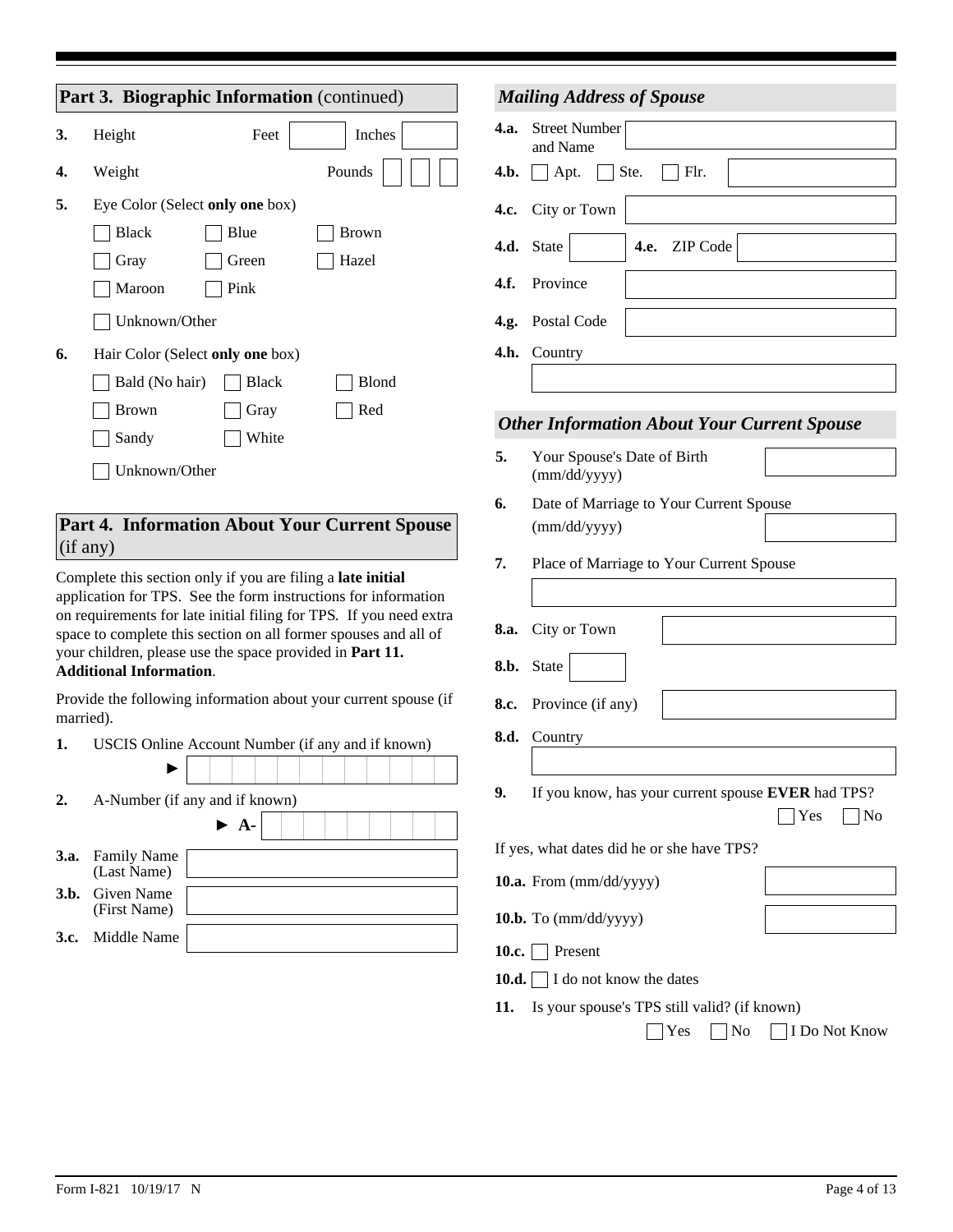## Part 3. Biographic Information (continued)

**3.** Height Feet ______ Inches ______

**4.** Weight Pounds ______

**5.** Eye Color (Select **only one** box)

- [ ] Black
- [ ] Blue
- [ ] Brown
- [ ] Gray
- [ ] Green
- [ ] Hazel
- [ ] Maroon
- [ ] Pink
- [ ] Unknown/Other

**6.** Hair Color (Select **only one** box)

- [ ] Bald (No hair)
- [ ] Black
- [ ] Blond
- [ ] Brown
- [ ] Gray
- [ ] Red
- [ ] Sandy
- [ ] White
- [ ] Unknown/Other

## Part 4. Information About Your Current Spouse (if any)

Complete this section only if you are filing a **late initial** application for TPS. See the form instructions for information on requirements for late initial filing for TPS. If you need extra space to complete this section on all former spouses and all of your children, please use the space provided in **Part 11. Additional Information**.

Provide the following information about your current spouse (if married).

**1.** USCIS Online Account Number (if any and if known)
► ______

**2.** A-Number (if any and if known)
► A- ______

**3.a.** Family Name (Last Name) ______

**3.b.** Given Name (First Name) ______

**3.c.** Middle Name ______

### *Mailing Address of Spouse*

**4.a.** Street Number and Name ______

**4.b.** [ ] Apt. [ ] Ste. [ ] Flr. ______

**4.c.** City or Town ______

**4.d.** State ______ **4.e.** ZIP Code ______

**4.f.** Province ______

**4.g.** Postal Code ______

**4.h.** Country ______

### *Other Information About Your Current Spouse*

**5.** Your Spouse's Date of Birth (mm/dd/yyyy) ______

**6.** Date of Marriage to Your Current Spouse (mm/dd/yyyy) ______

**7.** Place of Marriage to Your Current Spouse ______

**8.a.** City or Town ______

**8.b.** State ______

**8.c.** Province (if any) ______

**8.d.** Country ______

**9.** If you know, has your current spouse **EVER** had TPS? [ ] Yes [ ] No

If yes, what dates did he or she have TPS?

**10.a.** From (mm/dd/yyyy) ______

**10.b.** To (mm/dd/yyyy) ______

**10.c.** [ ] Present

**10.d.** [ ] I do not know the dates

**11.** Is your spouse's TPS still valid? (if known) [ ] Yes [ ] No [ ] I Do Not Know

Form I-821 10/19/17 N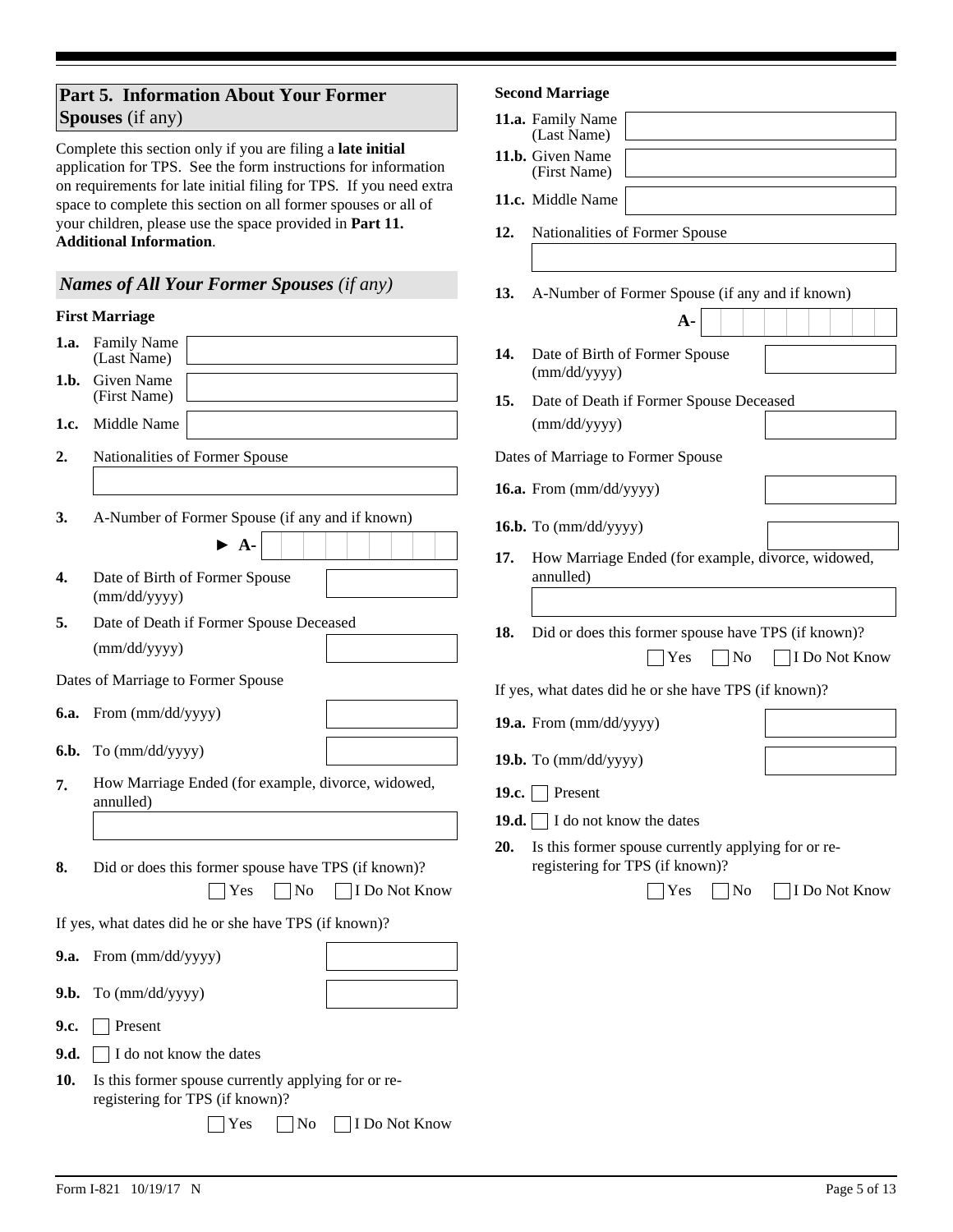## Part 5. Information About Your Former Spouses (if any)

Complete this section only if you are filing a **late initial** application for TPS. See the form instructions for information on requirements for late initial filing for TPS. If you need extra space to complete this section on all former spouses or all of your children, please use the space provided in **Part 11. Additional Information**.

### *Names of All Your Former Spouses (if any)*

**First Marriage**

**1.a.** Family Name (Last Name)

**1.b.** Given Name (First Name)

**1.c.** Middle Name

**2.** Nationalities of Former Spouse

**3.** A-Number of Former Spouse (if any and if known)

► A-

**4.** Date of Birth of Former Spouse (mm/dd/yyyy)

**5.** Date of Death if Former Spouse Deceased (mm/dd/yyyy)

Dates of Marriage to Former Spouse

**6.a.** From (mm/dd/yyyy)

**6.b.** To (mm/dd/yyyy)

**7.** How Marriage Ended (for example, divorce, widowed, annulled)

**8.** Did or does this former spouse have TPS (if known)?

☐ Yes ☐ No ☐ I Do Not Know

If yes, what dates did he or she have TPS (if known)?

**9.a.** From (mm/dd/yyyy)

**9.b.** To (mm/dd/yyyy)

**9.c.** ☐ Present

**9.d.** ☐ I do not know the dates

**10.** Is this former spouse currently applying for or re-registering for TPS (if known)?

☐ Yes ☐ No ☐ I Do Not Know

**Second Marriage**

**11.a.** Family Name (Last Name)

**11.b.** Given Name (First Name)

**11.c.** Middle Name

**12.** Nationalities of Former Spouse

**13.** A-Number of Former Spouse (if any and if known)

A-

**14.** Date of Birth of Former Spouse (mm/dd/yyyy)

**15.** Date of Death if Former Spouse Deceased (mm/dd/yyyy)

Dates of Marriage to Former Spouse

**16.a.** From (mm/dd/yyyy)

**16.b.** To (mm/dd/yyyy)

**17.** How Marriage Ended (for example, divorce, widowed, annulled)

**18.** Did or does this former spouse have TPS (if known)?

☐ Yes ☐ No ☐ I Do Not Know

If yes, what dates did he or she have TPS (if known)?

**19.a.** From (mm/dd/yyyy)

**19.b.** To (mm/dd/yyyy)

**19.c.** ☐ Present

**19.d.** ☐ I do not know the dates

**20.** Is this former spouse currently applying for or re-registering for TPS (if known)?

☐ Yes ☐ No ☐ I Do Not Know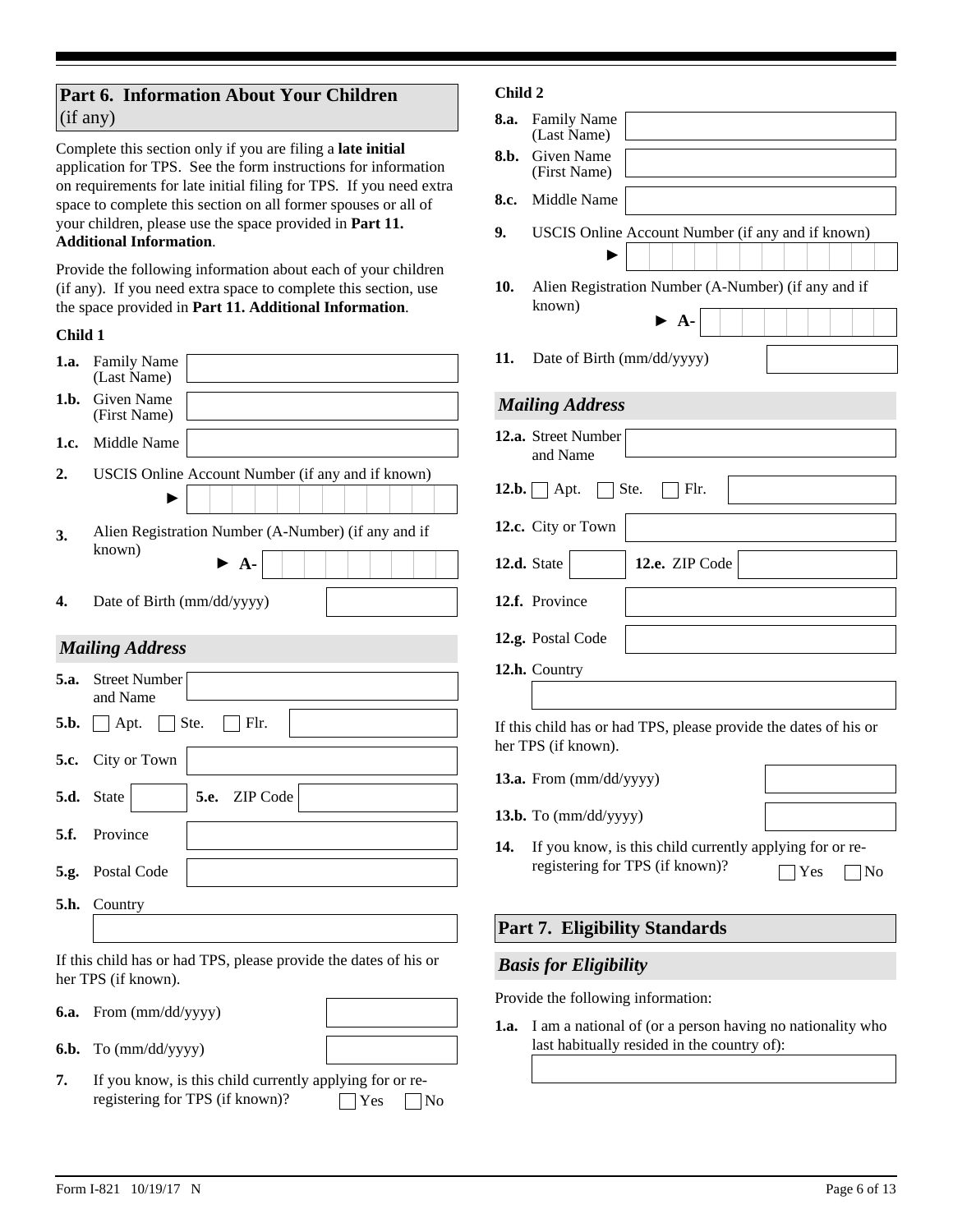## Part 6. Information About Your Children (if any)

Complete this section only if you are filing a **late initial** application for TPS. See the form instructions for information on requirements for late initial filing for TPS. If you need extra space to complete this section on all former spouses or all of your children, please use the space provided in **Part 11. Additional Information**.

Provide the following information about each of your children (if any). If you need extra space to complete this section, use the space provided in **Part 11. Additional Information**.

**Child 1**

**1.a.** Family Name (Last Name)

**1.b.** Given Name (First Name)

**1.c.** Middle Name

**2.** USCIS Online Account Number (if any and if known) ►

**3.** Alien Registration Number (A-Number) (if any and if known) ► A-

**4.** Date of Birth (mm/dd/yyyy)

### *Mailing Address*

**5.a.** Street Number and Name

**5.b.** ☐ Apt. ☐ Ste. ☐ Flr.

**5.c.** City or Town

**5.d.** State **5.e.** ZIP Code

**5.f.** Province

**5.g.** Postal Code

**5.h.** Country

If this child has or had TPS, please provide the dates of his or her TPS (if known).

**6.a.** From (mm/dd/yyyy)

**6.b.** To (mm/dd/yyyy)

**7.** If you know, is this child currently applying for or re-registering for TPS (if known)? ☐ Yes ☐ No

**Child 2**

**8.a.** Family Name (Last Name)

**8.b.** Given Name (First Name)

**8.c.** Middle Name

**9.** USCIS Online Account Number (if any and if known) ►

**10.** Alien Registration Number (A-Number) (if any and if known) ► A-

**11.** Date of Birth (mm/dd/yyyy)

### *Mailing Address*

**12.a.** Street Number and Name

**12.b.** ☐ Apt. ☐ Ste. ☐ Flr.

**12.c.** City or Town

**12.d.** State **12.e.** ZIP Code

**12.f.** Province

**12.g.** Postal Code

**12.h.** Country

If this child has or had TPS, please provide the dates of his or her TPS (if known).

**13.a.** From (mm/dd/yyyy)

**13.b.** To (mm/dd/yyyy)

**14.** If you know, is this child currently applying for or re-registering for TPS (if known)? ☐ Yes ☐ No

## Part 7. Eligibility Standards

### *Basis for Eligibility*

Provide the following information:

**1.a.** I am a national of (or a person having no nationality who last habitually resided in the country of):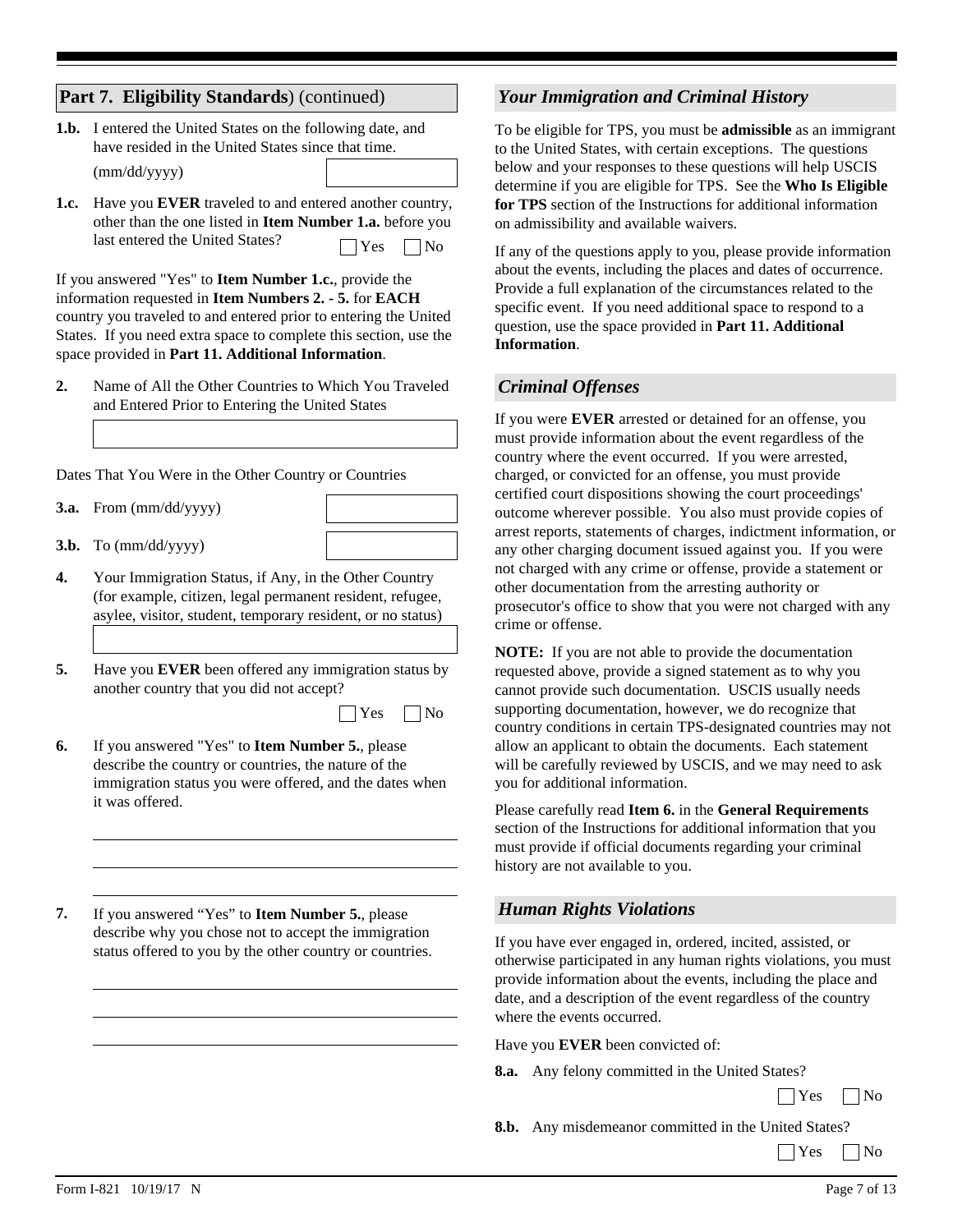## Part 7. Eligibility Standards (continued)

**1.b.** I entered the United States on the following date, and have resided in the United States since that time. (mm/dd/yyyy) ____________

**1.c.** Have you **EVER** traveled to and entered another country, other than the one listed in **Item Number 1.a.** before you last entered the United States? ☐ Yes ☐ No

If you answered "Yes" to **Item Number 1.c.**, provide the information requested in **Item Numbers 2. - 5.** for **EACH** country you traveled to and entered prior to entering the United States. If you need extra space to complete this section, use the space provided in **Part 11. Additional Information**.

**2.** Name of All the Other Countries to Which You Traveled and Entered Prior to Entering the United States

____________

Dates That You Were in the Other Country or Countries

**3.a.** From (mm/dd/yyyy) ____________

**3.b.** To (mm/dd/yyyy) ____________

**4.** Your Immigration Status, if Any, in the Other Country (for example, citizen, legal permanent resident, refugee, asylee, visitor, student, temporary resident, or no status)

____________

**5.** Have you **EVER** been offered any immigration status by another country that you did not accept? ☐ Yes ☐ No

**6.** If you answered "Yes" to **Item Number 5.**, please describe the country or countries, the nature of the immigration status you were offered, and the dates when it was offered.

____________

**7.** If you answered "Yes" to **Item Number 5.**, please describe why you chose not to accept the immigration status offered to you by the other country or countries.

____________

### *Your Immigration and Criminal History*

To be eligible for TPS, you must be **admissible** as an immigrant to the United States, with certain exceptions. The questions below and your responses to these questions will help USCIS determine if you are eligible for TPS. See the **Who Is Eligible for TPS** section of the Instructions for additional information on admissibility and available waivers.

If any of the questions apply to you, please provide information about the events, including the places and dates of occurrence. Provide a full explanation of the circumstances related to the specific event. If you need additional space to respond to a question, use the space provided in **Part 11. Additional Information**.

### *Criminal Offenses*

If you were **EVER** arrested or detained for an offense, you must provide information about the event regardless of the country where the event occurred. If you were arrested, charged, or convicted for an offense, you must provide certified court dispositions showing the court proceedings' outcome wherever possible. You also must provide copies of arrest reports, statements of charges, indictment information, or any other charging document issued against you. If you were not charged with any crime or offense, provide a statement or other documentation from the arresting authority or prosecutor's office to show that you were not charged with any crime or offense.

**NOTE:** If you are not able to provide the documentation requested above, provide a signed statement as to why you cannot provide such documentation. USCIS usually needs supporting documentation, however, we do recognize that country conditions in certain TPS-designated countries may not allow an applicant to obtain the documents. Each statement will be carefully reviewed by USCIS, and we may need to ask you for additional information.

Please carefully read **Item 6.** in the **General Requirements** section of the Instructions for additional information that you must provide if official documents regarding your criminal history are not available to you.

### *Human Rights Violations*

If you have ever engaged in, ordered, incited, assisted, or otherwise participated in any human rights violations, you must provide information about the events, including the place and date, and a description of the event regardless of the country where the events occurred.

Have you **EVER** been convicted of:

**8.a.** Any felony committed in the United States? ☐ Yes ☐ No

**8.b.** Any misdemeanor committed in the United States? ☐ Yes ☐ No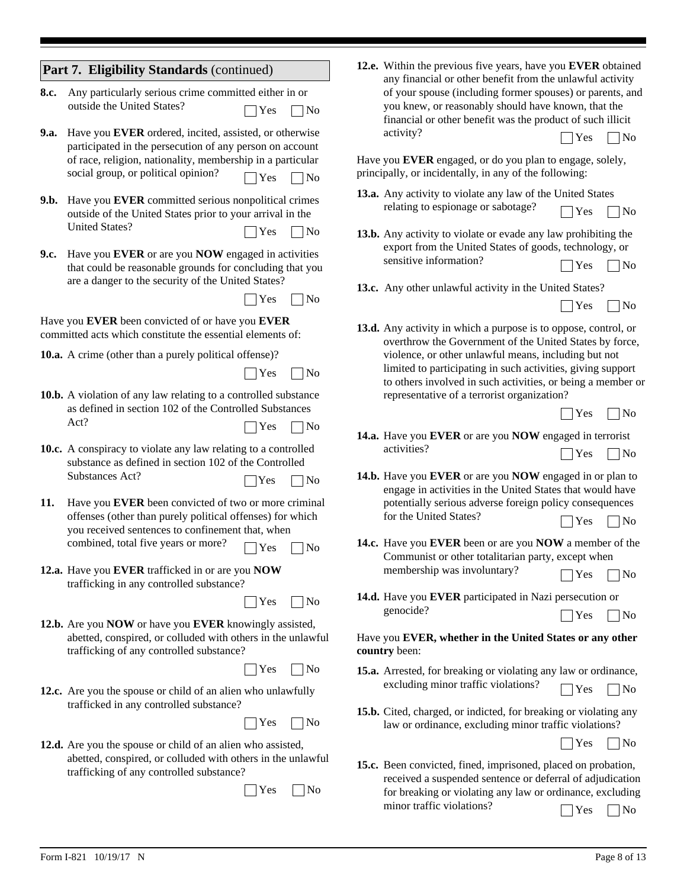## Part 7. Eligibility Standards (continued)

**8.c.** Any particularly serious crime committed either in or outside the United States? ☐ Yes ☐ No

**9.a.** Have you **EVER** ordered, incited, assisted, or otherwise participated in the persecution of any person on account of race, religion, nationality, membership in a particular social group, or political opinion? ☐ Yes ☐ No

**9.b.** Have you **EVER** committed serious nonpolitical crimes outside of the United States prior to your arrival in the United States? ☐ Yes ☐ No

**9.c.** Have you **EVER** or are you **NOW** engaged in activities that could be reasonable grounds for concluding that you are a danger to the security of the United States? ☐ Yes ☐ No

Have you **EVER** been convicted of or have you **EVER** committed acts which constitute the essential elements of:

**10.a.** A crime (other than a purely political offense)? ☐ Yes ☐ No

**10.b.** A violation of any law relating to a controlled substance as defined in section 102 of the Controlled Substances Act? ☐ Yes ☐ No

**10.c.** A conspiracy to violate any law relating to a controlled substance as defined in section 102 of the Controlled Substances Act? ☐ Yes ☐ No

**11.** Have you **EVER** been convicted of two or more criminal offenses (other than purely political offenses) for which you received sentences to confinement that, when combined, total five years or more? ☐ Yes ☐ No

**12.a.** Have you **EVER** trafficked in or are you **NOW** trafficking in any controlled substance? ☐ Yes ☐ No

**12.b.** Are you **NOW** or have you **EVER** knowingly assisted, abetted, conspired, or colluded with others in the unlawful trafficking of any controlled substance? ☐ Yes ☐ No

**12.c.** Are you the spouse or child of an alien who unlawfully trafficked in any controlled substance? ☐ Yes ☐ No

**12.d.** Are you the spouse or child of an alien who assisted, abetted, conspired, or colluded with others in the unlawful trafficking of any controlled substance? ☐ Yes ☐ No

**12.e.** Within the previous five years, have you **EVER** obtained any financial or other benefit from the unlawful activity of your spouse (including former spouses) or parents, and you knew, or reasonably should have known, that the financial or other benefit was the product of such illicit activity? ☐ Yes ☐ No

Have you **EVER** engaged, or do you plan to engage, solely, principally, or incidentally, in any of the following:

**13.a.** Any activity to violate any law of the United States relating to espionage or sabotage? ☐ Yes ☐ No

**13.b.** Any activity to violate or evade any law prohibiting the export from the United States of goods, technology, or sensitive information? ☐ Yes ☐ No

**13.c.** Any other unlawful activity in the United States? ☐ Yes ☐ No

**13.d.** Any activity in which a purpose is to oppose, control, or overthrow the Government of the United States by force, violence, or other unlawful means, including but not limited to participating in such activities, giving support to others involved in such activities, or being a member or representative of a terrorist organization? ☐ Yes ☐ No

**14.a.** Have you **EVER** or are you **NOW** engaged in terrorist activities? ☐ Yes ☐ No

**14.b.** Have you **EVER** or are you **NOW** engaged in or plan to engage in activities in the United States that would have potentially serious adverse foreign policy consequences for the United States? ☐ Yes ☐ No

**14.c.** Have you **EVER** been or are you **NOW** a member of the Communist or other totalitarian party, except when membership was involuntary? ☐ Yes ☐ No

**14.d.** Have you **EVER** participated in Nazi persecution or genocide? ☐ Yes ☐ No

Have you **EVER, whether in the United States or any other country** been:

**15.a.** Arrested, for breaking or violating any law or ordinance, excluding minor traffic violations? ☐ Yes ☐ No

**15.b.** Cited, charged, or indicted, for breaking or violating any law or ordinance, excluding minor traffic violations? ☐ Yes ☐ No

**15.c.** Been convicted, fined, imprisoned, placed on probation, received a suspended sentence or deferral of adjudication for breaking or violating any law or ordinance, excluding minor traffic violations? ☐ Yes ☐ No

Form I-821 10/19/17 N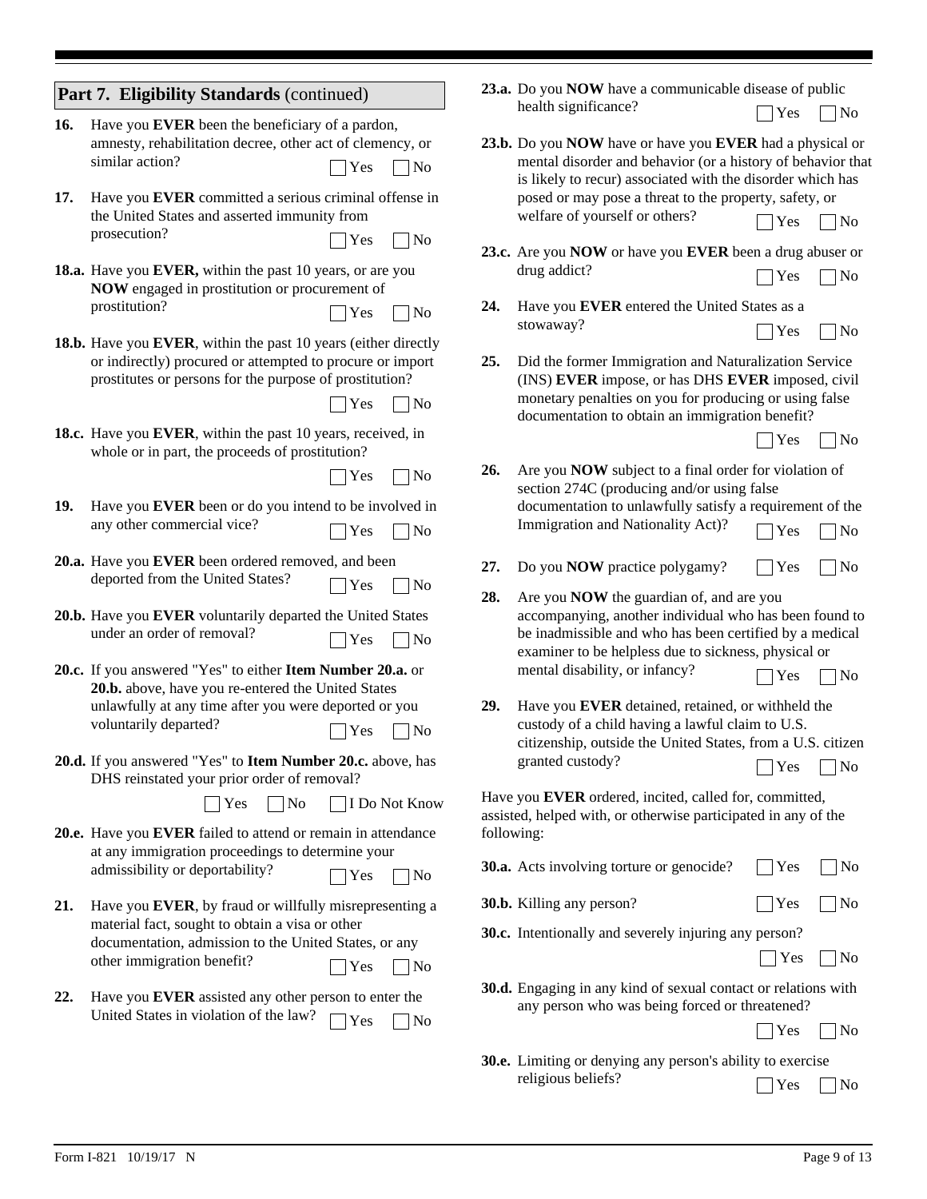## Part 7. Eligibility Standards (continued)

**16.** Have you **EVER** been the beneficiary of a pardon, amnesty, rehabilitation decree, other act of clemency, or similar action? ☐ Yes ☐ No

**17.** Have you **EVER** committed a serious criminal offense in the United States and asserted immunity from prosecution? ☐ Yes ☐ No

**18.a.** Have you **EVER,** within the past 10 years, or are you **NOW** engaged in prostitution or procurement of prostitution? ☐ Yes ☐ No

**18.b.** Have you **EVER**, within the past 10 years (either directly or indirectly) procured or attempted to procure or import prostitutes or persons for the purpose of prostitution? ☐ Yes ☐ No

**18.c.** Have you **EVER**, within the past 10 years, received, in whole or in part, the proceeds of prostitution? ☐ Yes ☐ No

**19.** Have you **EVER** been or do you intend to be involved in any other commercial vice? ☐ Yes ☐ No

**20.a.** Have you **EVER** been ordered removed, and been deported from the United States? ☐ Yes ☐ No

**20.b.** Have you **EVER** voluntarily departed the United States under an order of removal? ☐ Yes ☐ No

**20.c.** If you answered "Yes" to either **Item Number 20.a.** or **20.b.** above, have you re-entered the United States unlawfully at any time after you were deported or you voluntarily departed? ☐ Yes ☐ No

**20.d.** If you answered "Yes" to **Item Number 20.c.** above, has DHS reinstated your prior order of removal? ☐ Yes ☐ No ☐ I Do Not Know

**20.e.** Have you **EVER** failed to attend or remain in attendance at any immigration proceedings to determine your admissibility or deportability? ☐ Yes ☐ No

**21.** Have you **EVER**, by fraud or willfully misrepresenting a material fact, sought to obtain a visa or other documentation, admission to the United States, or any other immigration benefit? ☐ Yes ☐ No

**22.** Have you **EVER** assisted any other person to enter the United States in violation of the law? ☐ Yes ☐ No

**23.a.** Do you **NOW** have a communicable disease of public health significance? ☐ Yes ☐ No

**23.b.** Do you **NOW** have or have you **EVER** had a physical or mental disorder and behavior (or a history of behavior that is likely to recur) associated with the disorder which has posed or may pose a threat to the property, safety, or welfare of yourself or others? ☐ Yes ☐ No

**23.c.** Are you **NOW** or have you **EVER** been a drug abuser or drug addict? ☐ Yes ☐ No

**24.** Have you **EVER** entered the United States as a stowaway? ☐ Yes ☐ No

**25.** Did the former Immigration and Naturalization Service (INS) **EVER** impose, or has DHS **EVER** imposed, civil monetary penalties on you for producing or using false documentation to obtain an immigration benefit? ☐ Yes ☐ No

**26.** Are you **NOW** subject to a final order for violation of section 274C (producing and/or using false documentation to unlawfully satisfy a requirement of the Immigration and Nationality Act)? ☐ Yes ☐ No

**27.** Do you **NOW** practice polygamy? ☐ Yes ☐ No

**28.** Are you **NOW** the guardian of, and are you accompanying, another individual who has been found to be inadmissible and who has been certified by a medical examiner to be helpless due to sickness, physical or mental disability, or infancy? ☐ Yes ☐ No

**29.** Have you **EVER** detained, retained, or withheld the custody of a child having a lawful claim to U.S. citizenship, outside the United States, from a U.S. citizen granted custody? ☐ Yes ☐ No

Have you **EVER** ordered, incited, called for, committed, assisted, helped with, or otherwise participated in any of the following:

**30.a.** Acts involving torture or genocide? ☐ Yes ☐ No

**30.b.** Killing any person? ☐ Yes ☐ No

**30.c.** Intentionally and severely injuring any person? ☐ Yes ☐ No

**30.d.** Engaging in any kind of sexual contact or relations with any person who was being forced or threatened? ☐ Yes ☐ No

**30.e.** Limiting or denying any person's ability to exercise religious beliefs? ☐ Yes ☐ No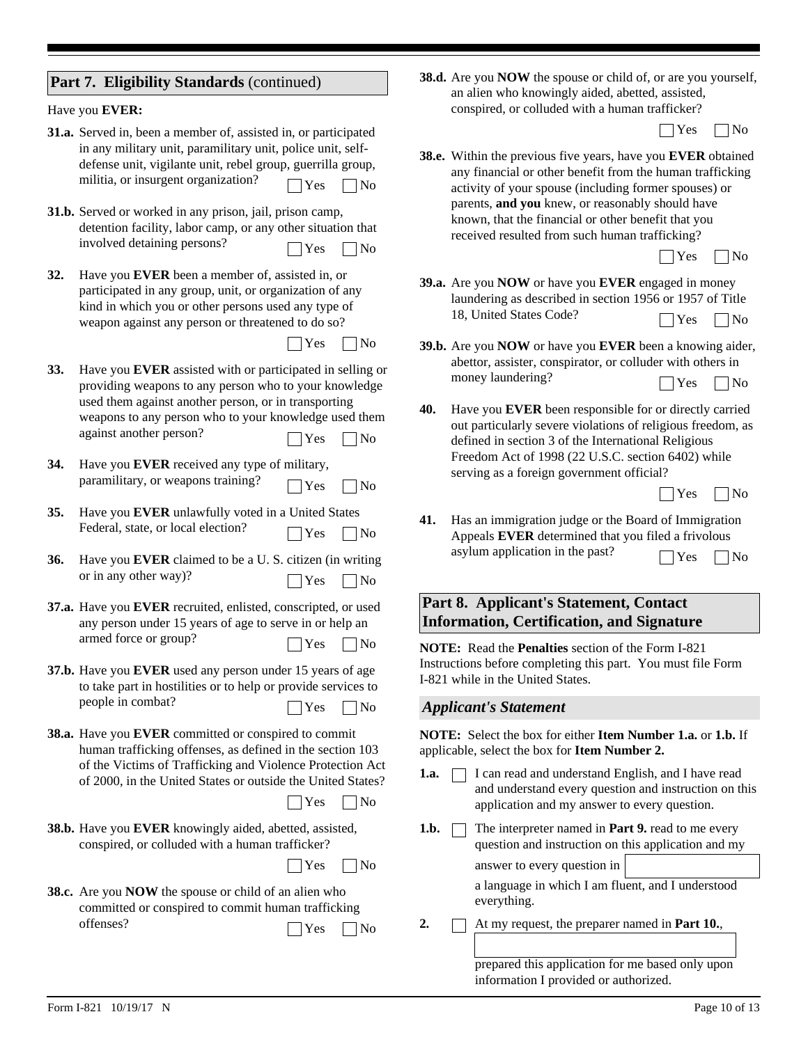## Part 7. Eligibility Standards (continued)

Have you **EVER:**

**31.a.** Served in, been a member of, assisted in, or participated in any military unit, paramilitary unit, police unit, self-defense unit, vigilante unit, rebel group, guerrilla group, militia, or insurgent organization? ☐ Yes ☐ No

**31.b.** Served or worked in any prison, jail, prison camp, detention facility, labor camp, or any other situation that involved detaining persons? ☐ Yes ☐ No

**32.** Have you **EVER** been a member of, assisted in, or participated in any group, unit, or organization of any kind in which you or other persons used any type of weapon against any person or threatened to do so? ☐ Yes ☐ No

**33.** Have you **EVER** assisted with or participated in selling or providing weapons to any person who to your knowledge used them against another person, or in transporting weapons to any person who to your knowledge used them against another person? ☐ Yes ☐ No

**34.** Have you **EVER** received any type of military, paramilitary, or weapons training? ☐ Yes ☐ No

**35.** Have you **EVER** unlawfully voted in a United States Federal, state, or local election? ☐ Yes ☐ No

**36.** Have you **EVER** claimed to be a U. S. citizen (in writing or in any other way)? ☐ Yes ☐ No

**37.a.** Have you **EVER** recruited, enlisted, conscripted, or used any person under 15 years of age to serve in or help an armed force or group? ☐ Yes ☐ No

**37.b.** Have you **EVER** used any person under 15 years of age to take part in hostilities or to help or provide services to people in combat? ☐ Yes ☐ No

**38.a.** Have you **EVER** committed or conspired to commit human trafficking offenses, as defined in the section 103 of the Victims of Trafficking and Violence Protection Act of 2000, in the United States or outside the United States? ☐ Yes ☐ No

**38.b.** Have you **EVER** knowingly aided, abetted, assisted, conspired, or colluded with a human trafficker? ☐ Yes ☐ No

**38.c.** Are you **NOW** the spouse or child of an alien who committed or conspired to commit human trafficking offenses? ☐ Yes ☐ No

**38.d.** Are you **NOW** the spouse or child of, or are you yourself, an alien who knowingly aided, abetted, assisted, conspired, or colluded with a human trafficker? ☐ Yes ☐ No

**38.e.** Within the previous five years, have you **EVER** obtained any financial or other benefit from the human trafficking activity of your spouse (including former spouses) or parents, **and you** knew, or reasonably should have known, that the financial or other benefit that you received resulted from such human trafficking? ☐ Yes ☐ No

**39.a.** Are you **NOW** or have you **EVER** engaged in money laundering as described in section 1956 or 1957 of Title 18, United States Code? ☐ Yes ☐ No

**39.b.** Are you **NOW** or have you **EVER** been a knowing aider, abettor, assister, conspirator, or colluder with others in money laundering? ☐ Yes ☐ No

**40.** Have you **EVER** been responsible for or directly carried out particularly severe violations of religious freedom, as defined in section 3 of the International Religious Freedom Act of 1998 (22 U.S.C. section 6402) while serving as a foreign government official? ☐ Yes ☐ No

**41.** Has an immigration judge or the Board of Immigration Appeals **EVER** determined that you filed a frivolous asylum application in the past? ☐ Yes ☐ No

## Part 8. Applicant's Statement, Contact Information, Certification, and Signature

**NOTE:** Read the **Penalties** section of the Form I-821 Instructions before completing this part. You must file Form I-821 while in the United States.

### *Applicant's Statement*

**NOTE:** Select the box for either **Item Number 1.a.** or **1.b.** If applicable, select the box for **Item Number 2.**

**1.a.** ☐ I can read and understand English, and I have read and understand every question and instruction on this application and my answer to every question.

**1.b.** ☐ The interpreter named in **Part 9.** read to me every question and instruction on this application and my answer to every question in \_\_\_\_\_\_\_\_\_\_ a language in which I am fluent, and I understood everything.

**2.** ☐ At my request, the preparer named in **Part 10.**, \_\_\_\_\_\_\_\_\_\_ prepared this application for me based only upon information I provided or authorized.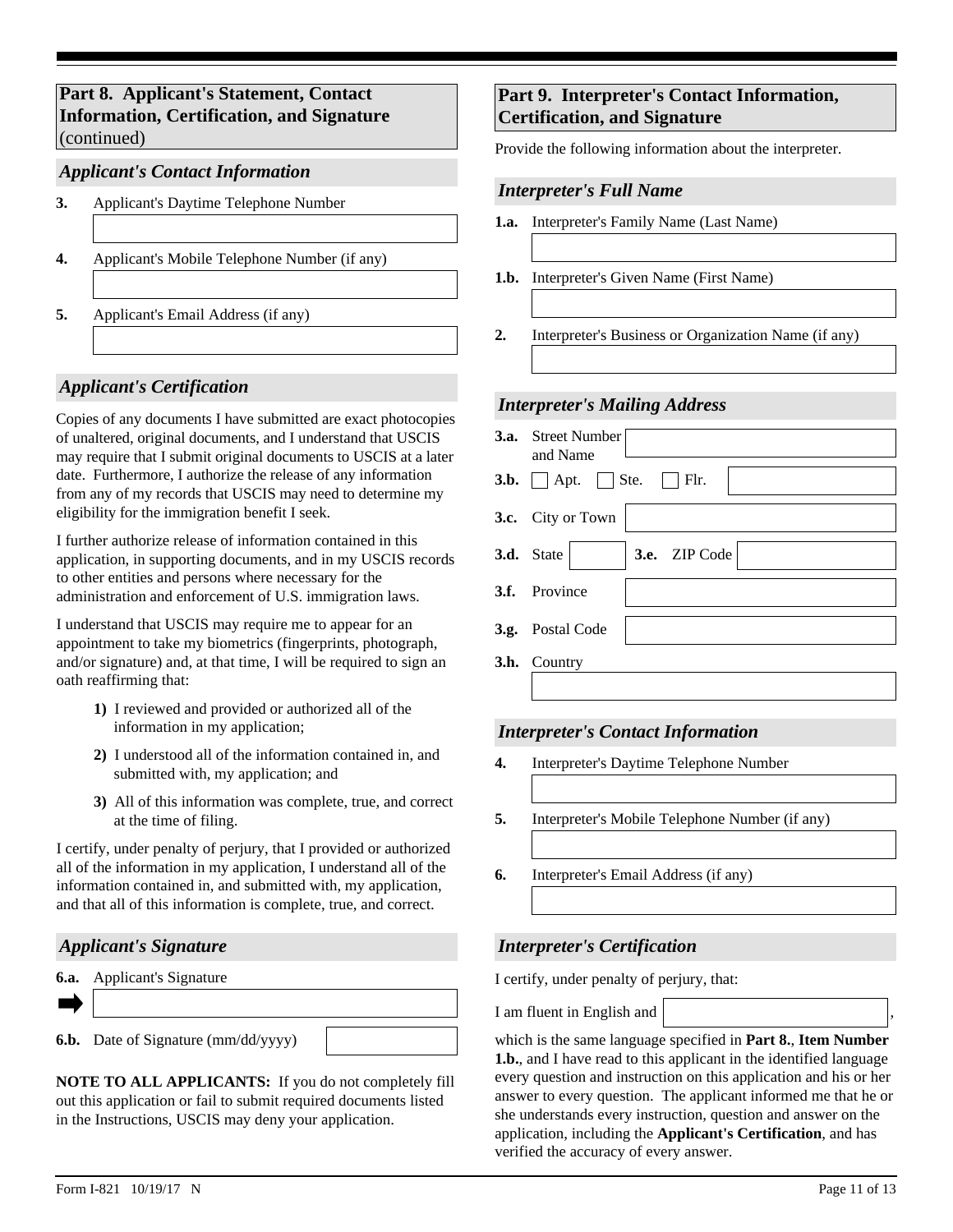## Part 8. Applicant's Statement, Contact Information, Certification, and Signature (continued)

### *Applicant's Contact Information*

**3.** Applicant's Daytime Telephone Number

**4.** Applicant's Mobile Telephone Number (if any)

**5.** Applicant's Email Address (if any)

### *Applicant's Certification*

Copies of any documents I have submitted are exact photocopies of unaltered, original documents, and I understand that USCIS may require that I submit original documents to USCIS at a later date. Furthermore, I authorize the release of any information from any of my records that USCIS may need to determine my eligibility for the immigration benefit I seek.

I further authorize release of information contained in this application, in supporting documents, and in my USCIS records to other entities and persons where necessary for the administration and enforcement of U.S. immigration laws.

I understand that USCIS may require me to appear for an appointment to take my biometrics (fingerprints, photograph, and/or signature) and, at that time, I will be required to sign an oath reaffirming that:

**1)** I reviewed and provided or authorized all of the information in my application;

**2)** I understood all of the information contained in, and submitted with, my application; and

**3)** All of this information was complete, true, and correct at the time of filing.

I certify, under penalty of perjury, that I provided or authorized all of the information in my application, I understand all of the information contained in, and submitted with, my application, and that all of this information is complete, true, and correct.

### *Applicant's Signature*

**6.a.** Applicant's Signature

**6.b.** Date of Signature (mm/dd/yyyy)

**NOTE TO ALL APPLICANTS:** If you do not completely fill out this application or fail to submit required documents listed in the Instructions, USCIS may deny your application.

## Part 9. Interpreter's Contact Information, Certification, and Signature

Provide the following information about the interpreter.

### *Interpreter's Full Name*

**1.a.** Interpreter's Family Name (Last Name)

**1.b.** Interpreter's Given Name (First Name)

**2.** Interpreter's Business or Organization Name (if any)

### *Interpreter's Mailing Address*

**3.a.** Street Number and Name

**3.b.** ☐ Apt. ☐ Ste. ☐ Flr.

**3.c.** City or Town

**3.d.** State **3.e.** ZIP Code

**3.f.** Province

**3.g.** Postal Code

**3.h.** Country

### *Interpreter's Contact Information*

**4.** Interpreter's Daytime Telephone Number

**5.** Interpreter's Mobile Telephone Number (if any)

**6.** Interpreter's Email Address (if any)

### *Interpreter's Certification*

I certify, under penalty of perjury, that:

I am fluent in English and ____________,

which is the same language specified in **Part 8.**, **Item Number 1.b.**, and I have read to this applicant in the identified language every question and instruction on this application and his or her answer to every question. The applicant informed me that he or she understands every instruction, question and answer on the application, including the **Applicant's Certification**, and has verified the accuracy of every answer.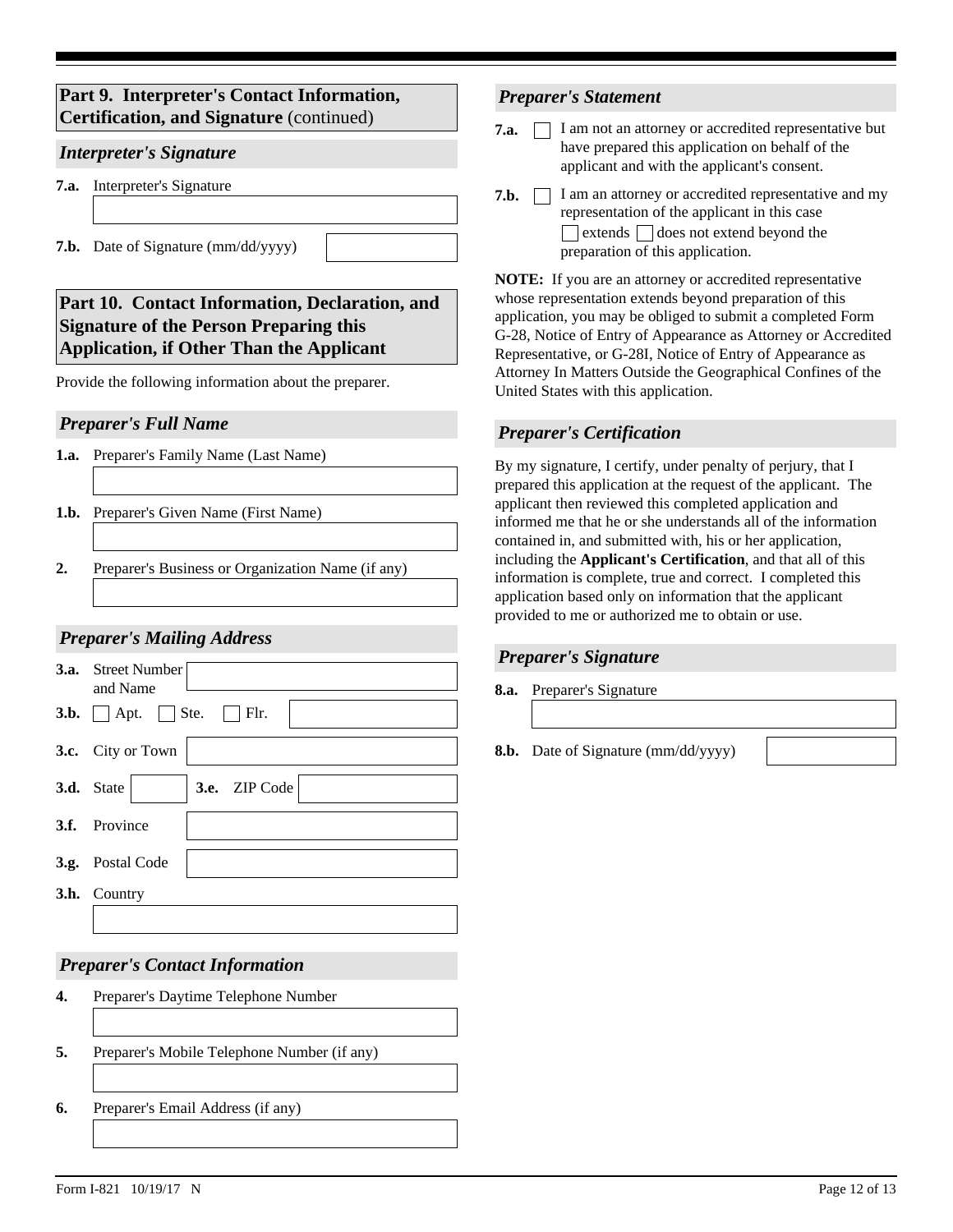## Part 9. Interpreter's Contact Information, Certification, and Signature (continued)

### *Interpreter's Signature*

**7.a.** Interpreter's Signature

**7.b.** Date of Signature (mm/dd/yyyy)

## Part 10. Contact Information, Declaration, and Signature of the Person Preparing this Application, if Other Than the Applicant

Provide the following information about the preparer.

### *Preparer's Full Name*

**1.a.** Preparer's Family Name (Last Name)

**1.b.** Preparer's Given Name (First Name)

**2.** Preparer's Business or Organization Name (if any)

### *Preparer's Mailing Address*

**3.a.** Street Number and Name

**3.b.** ☐ Apt. ☐ Ste. ☐ Flr.

**3.c.** City or Town

**3.d.** State **3.e.** ZIP Code

**3.f.** Province

**3.g.** Postal Code

**3.h.** Country

### *Preparer's Contact Information*

**4.** Preparer's Daytime Telephone Number

**5.** Preparer's Mobile Telephone Number (if any)

**6.** Preparer's Email Address (if any)

### *Preparer's Statement*

**7.a.** ☐ I am not an attorney or accredited representative but have prepared this application on behalf of the applicant and with the applicant's consent.

**7.b.** ☐ I am an attorney or accredited representative and my representation of the applicant in this case ☐ extends ☐ does not extend beyond the preparation of this application.

**NOTE:** If you are an attorney or accredited representative whose representation extends beyond preparation of this application, you may be obliged to submit a completed Form G-28, Notice of Entry of Appearance as Attorney or Accredited Representative, or G-28I, Notice of Entry of Appearance as Attorney In Matters Outside the Geographical Confines of the United States with this application.

### *Preparer's Certification*

By my signature, I certify, under penalty of perjury, that I prepared this application at the request of the applicant. The applicant then reviewed this completed application and informed me that he or she understands all of the information contained in, and submitted with, his or her application, including the **Applicant's Certification**, and that all of this information is complete, true and correct. I completed this application based only on information that the applicant provided to me or authorized me to obtain or use.

### *Preparer's Signature*

**8.a.** Preparer's Signature

**8.b.** Date of Signature (mm/dd/yyyy)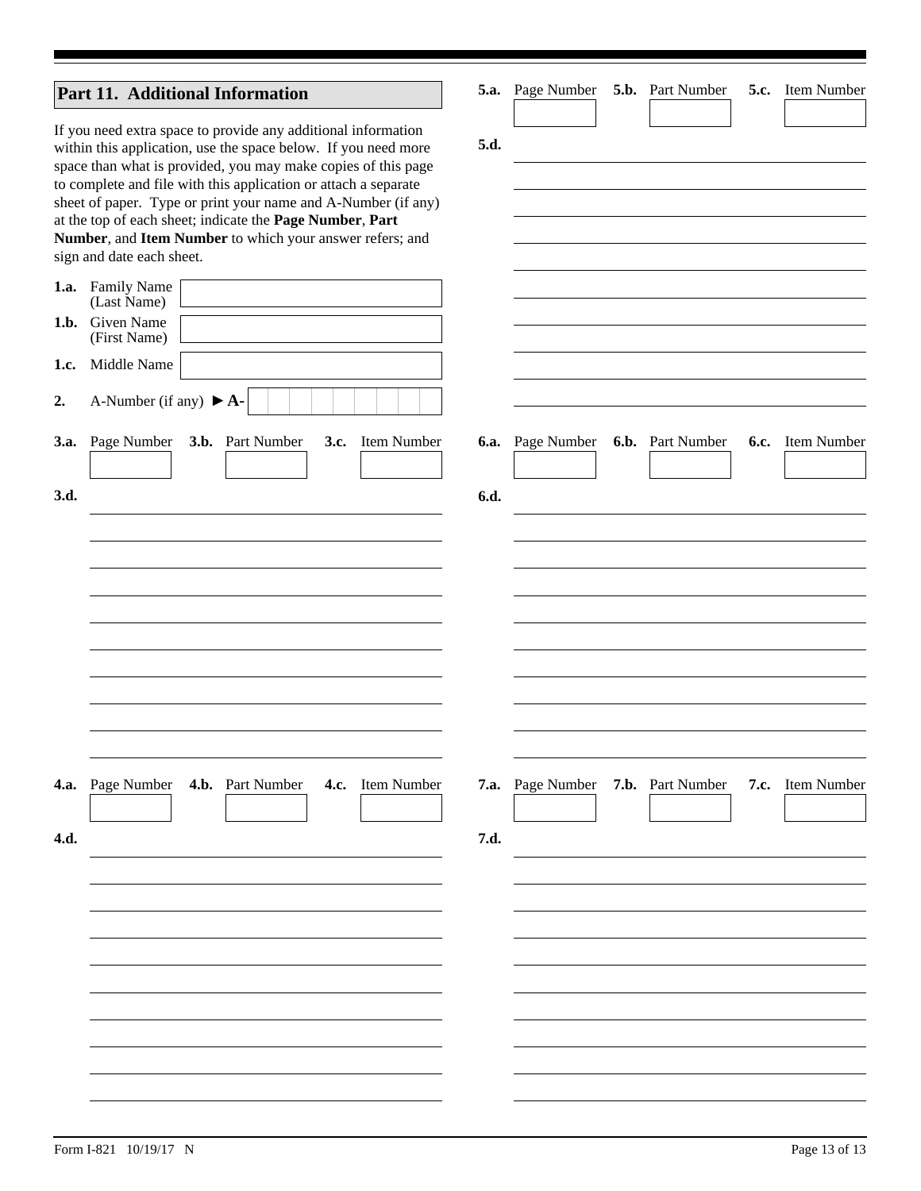## Part 11. Additional Information

If you need extra space to provide any additional information within this application, use the space below. If you need more space than what is provided, you may make copies of this page to complete and file with this application or attach a separate sheet of paper. Type or print your name and A-Number (if any) at the top of each sheet; indicate the **Page Number**, **Part Number**, and **Item Number** to which your answer refers; and sign and date each sheet.

**1.a.** Family Name (Last Name)

**1.b.** Given Name (First Name)

**1.c.** Middle Name

**2.** A-Number (if any) ► **A-**

**3.a.** Page Number **3.b.** Part Number **3.c.** Item Number

**3.d.**

**4.a.** Page Number **4.b.** Part Number **4.c.** Item Number

**4.d.**

**5.a.** Page Number **5.b.** Part Number **5.c.** Item Number

**5.d.**

**6.a.** Page Number **6.b.** Part Number **6.c.** Item Number

**6.d.**

**7.a.** Page Number **7.b.** Part Number **7.c.** Item Number

**7.d.**

Form I-821 10/19/17 N